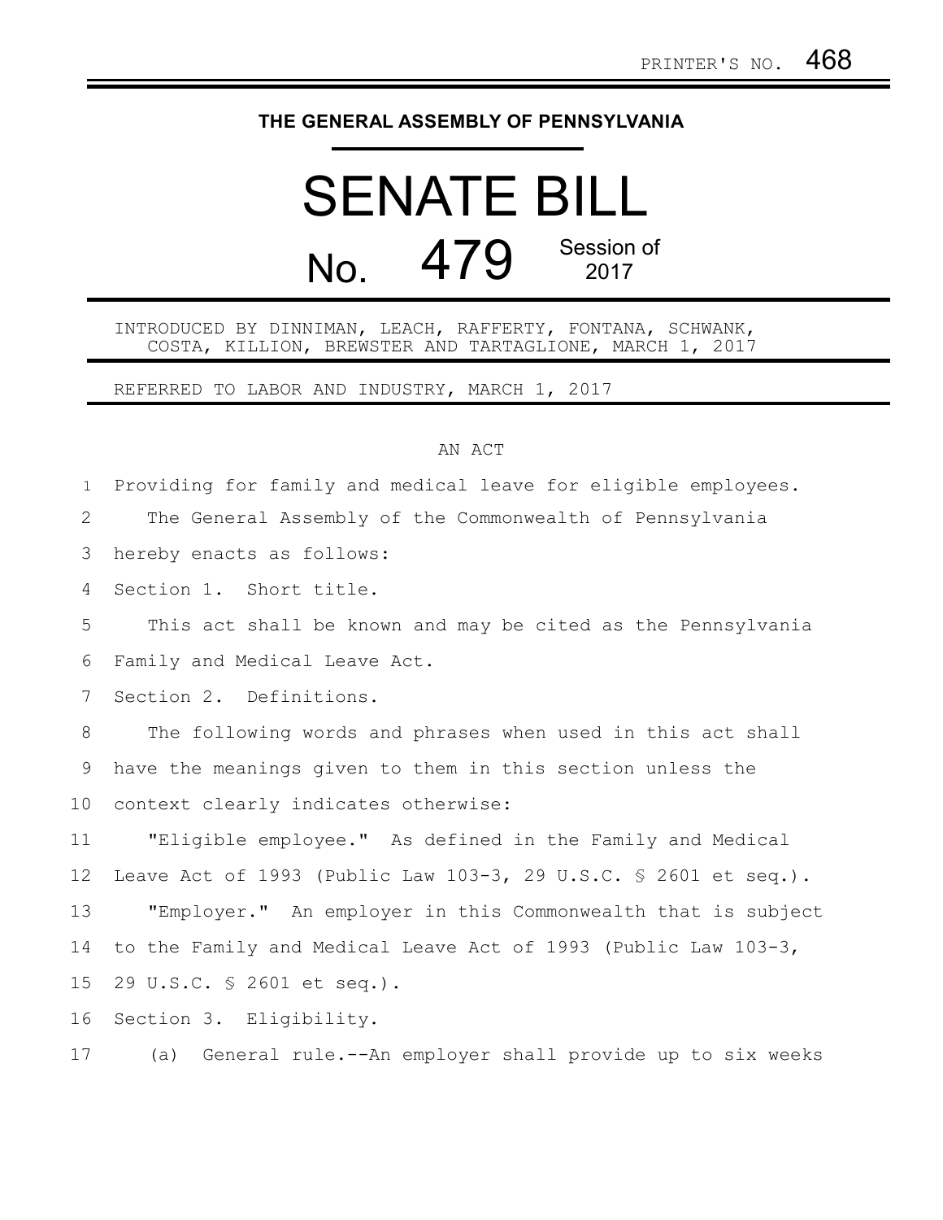PRINTER'S NO. 468

**THE GENERAL ASSEMBLY OF PENNSYLVANIA**

# SENATE BILL

# No. 479 Session of 2017

INTRODUCED BY DINNIMAN, LEACH, RAFFERTY, FONTANA, SCHWANK, COSTA, KILLION, BREWSTER AND TARTAGLIONE, MARCH 1, 2017

REFERRED TO LABOR AND INDUSTRY, MARCH 1, 2017

AN ACT

Providing for family and medical leave for eligible employees.

The General Assembly of the Commonwealth of Pennsylvania hereby enacts as follows:

Section 1. Short title.

This act shall be known and may be cited as the Pennsylvania Family and Medical Leave Act.

Section 2. Definitions.

The following words and phrases when used in this act shall have the meanings given to them in this section unless the context clearly indicates otherwise:

"Eligible employee." As defined in the Family and Medical Leave Act of 1993 (Public Law 103-3, 29 U.S.C. § 2601 et seq.).

"Employer." An employer in this Commonwealth that is subject to the Family and Medical Leave Act of 1993 (Public Law 103-3, 29 U.S.C. § 2601 et seq.).

Section 3. Eligibility.

(a) General rule.--An employer shall provide up to six weeks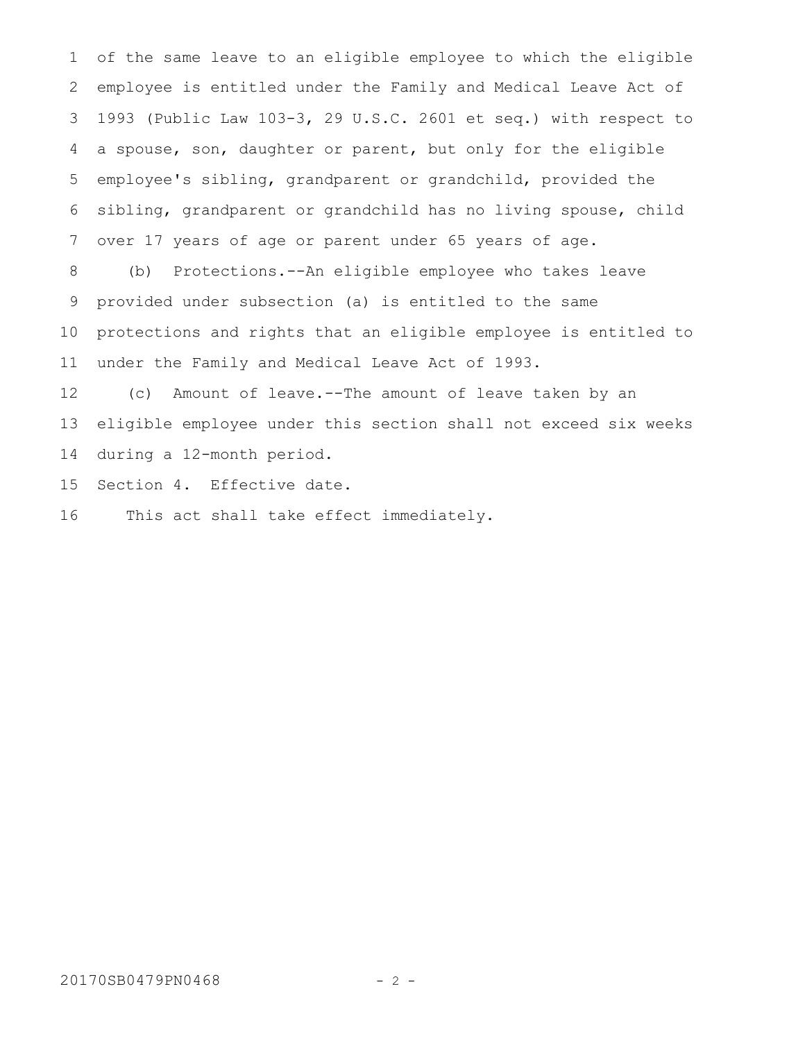of the same leave to an eligible employee to which the eligible employee is entitled under the Family and Medical Leave Act of 1993 (Public Law 103-3, 29 U.S.C. 2601 et seq.) with respect to a spouse, son, daughter or parent, but only for the eligible employee's sibling, grandparent or grandchild, provided the sibling, grandparent or grandchild has no living spouse, child over 17 years of age or parent under 65 years of age.

(b) Protections.--An eligible employee who takes leave provided under subsection (a) is entitled to the same protections and rights that an eligible employee is entitled to under the Family and Medical Leave Act of 1993.

(c) Amount of leave.--The amount of leave taken by an eligible employee under this section shall not exceed six weeks during a 12-month period.

Section 4. Effective date.

This act shall take effect immediately.